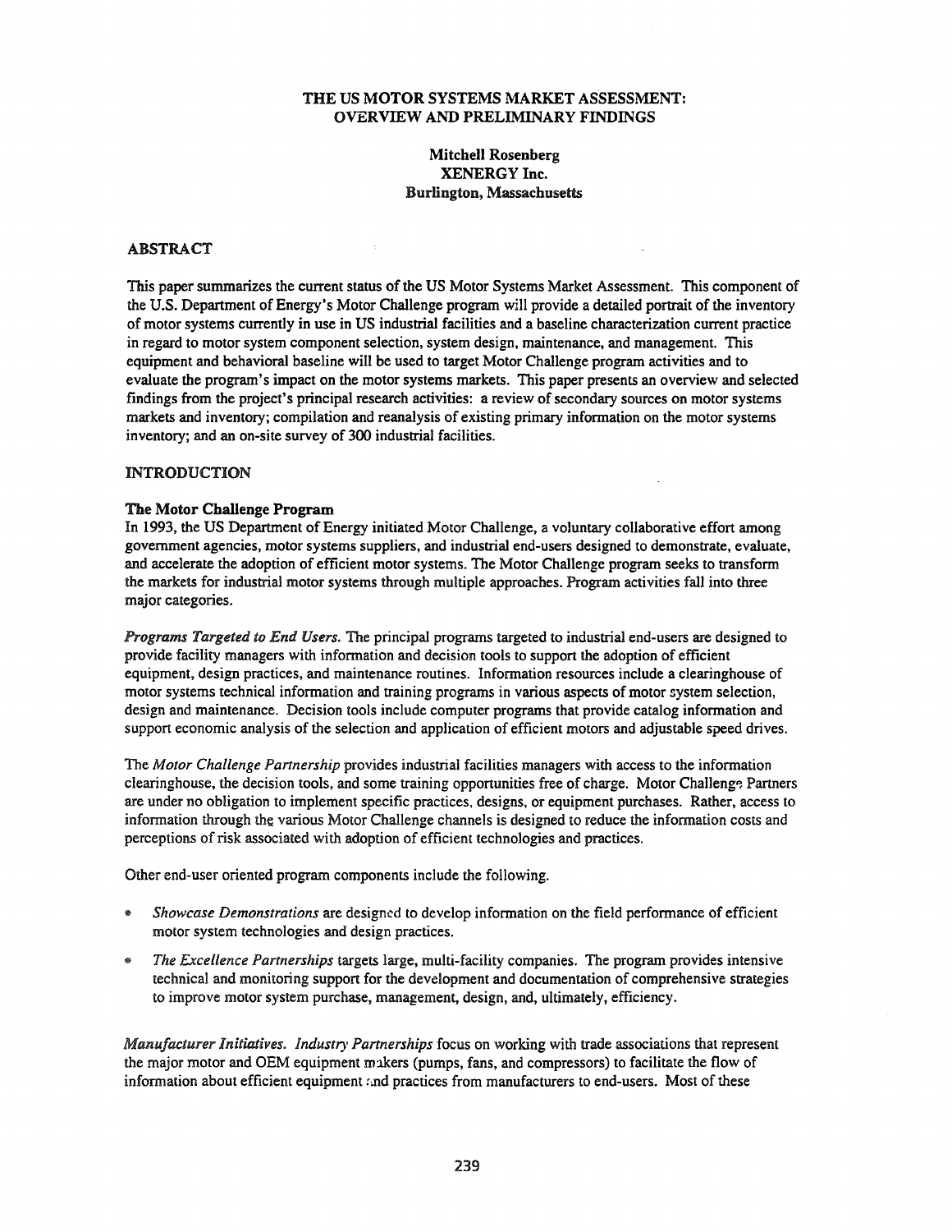# THE US MOTOR SYSTEMS MARKET ASSESSMENT: OVERVIEW AND PRELIMINARY FINDINGS

**Mitchell Rosenberg**
**XENERGY Inc.**
**Burlington, Massachusetts**

## ABSTRACT

This paper summarizes the current status of the US Motor Systems Market Assessment. This component of the U.S. Department of Energy's Motor Challenge program will provide a detailed portrait of the inventory of motor systems currently in use in US industrial facilities and a baseline characterization current practice in regard to motor system component selection, system design, maintenance, and management. This equipment and behavioral baseline will be used to target Motor Challenge program activities and to evaluate the program's impact on the motor systems markets. This paper presents an overview and selected findings from the project's principal research activities: a review of secondary sources on motor systems markets and inventory; compilation and reanalysis of existing primary information on the motor systems inventory; and an on-site survey of 300 industrial facilities.

## INTRODUCTION

### The Motor Challenge Program

In 1993, the US Department of Energy initiated Motor Challenge, a voluntary collaborative effort among government agencies, motor systems suppliers, and industrial end-users designed to demonstrate, evaluate, and accelerate the adoption of efficient motor systems. The Motor Challenge program seeks to transform the markets for industrial motor systems through multiple approaches. Program activities fall into three major categories.

*Programs Targeted to End Users.* The principal programs targeted to industrial end-users are designed to provide facility managers with information and decision tools to support the adoption of efficient equipment, design practices, and maintenance routines. Information resources include a clearinghouse of motor systems technical information and training programs in various aspects of motor system selection, design and maintenance. Decision tools include computer programs that provide catalog information and support economic analysis of the selection and application of efficient motors and adjustable speed drives.

The *Motor Challenge Partnership* provides industrial facilities managers with access to the information clearinghouse, the decision tools, and some training opportunities free of charge. Motor Challenge Partners are under no obligation to implement specific practices, designs, or equipment purchases. Rather, access to information through the various Motor Challenge channels is designed to reduce the information costs and perceptions of risk associated with adoption of efficient technologies and practices.

Other end-user oriented program components include the following.

- *Showcase Demonstrations* are designed to develop information on the field performance of efficient motor system technologies and design practices.
- *The Excellence Partnerships* targets large, multi-facility companies. The program provides intensive technical and monitoring support for the development and documentation of comprehensive strategies to improve motor system purchase, management, design, and, ultimately, efficiency.

*Manufacturer Initiatives. Industry Partnerships* focus on working with trade associations that represent the major motor and OEM equipment makers (pumps, fans, and compressors) to facilitate the flow of information about efficient equipment and practices from manufacturers to end-users. Most of these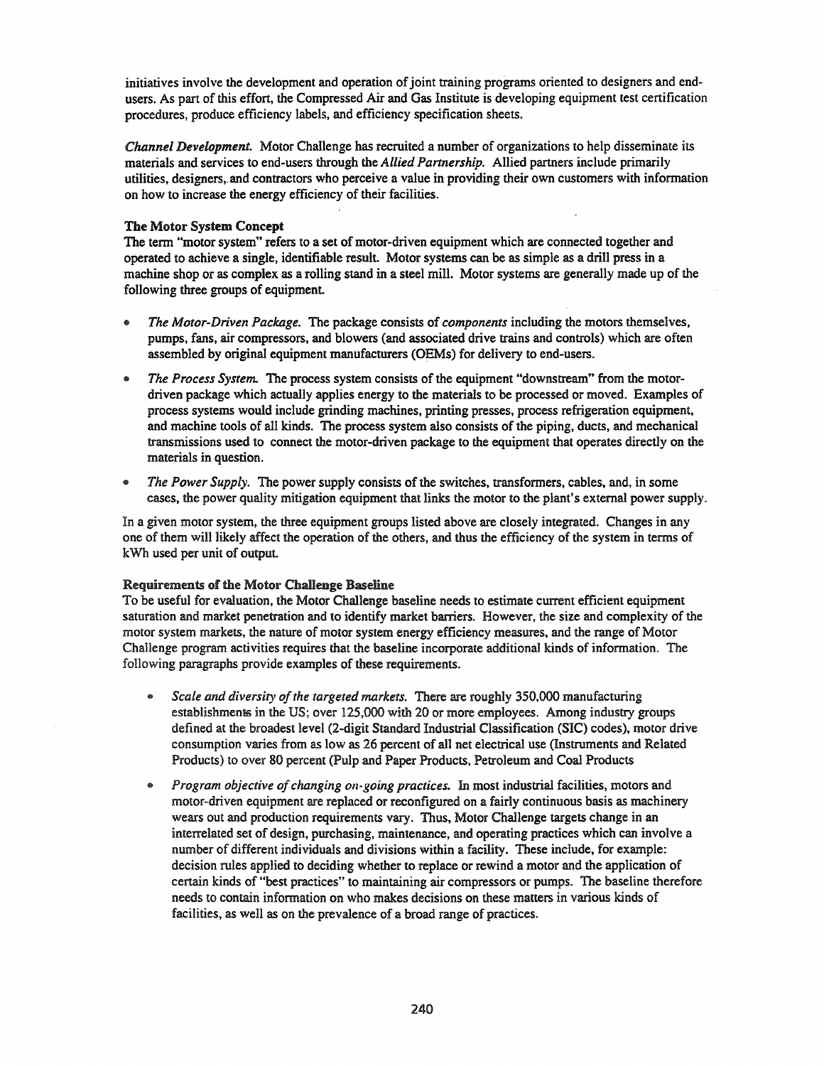initiatives involve the development and operation of joint training programs oriented to designers and end-users. As part of this effort, the Compressed Air and Gas Institute is developing equipment test certification procedures, produce efficiency labels, and efficiency specification sheets.

***Channel Development.*** Motor Challenge has recruited a number of organizations to help disseminate its materials and services to end-users through the *Allied Partnership.* Allied partners include primarily utilities, designers, and contractors who perceive a value in providing their own customers with information on how to increase the energy efficiency of their facilities.

**The Motor System Concept**

The term "motor system" refers to a set of motor-driven equipment which are connected together and operated to achieve a single, identifiable result. Motor systems can be as simple as a drill press in a machine shop or as complex as a rolling stand in a steel mill. Motor systems are generally made up of the following three groups of equipment.

- *The Motor-Driven Package.* The package consists of *components* including the motors themselves, pumps, fans, air compressors, and blowers (and associated drive trains and controls) which are often assembled by original equipment manufacturers (OEMs) for delivery to end-users.
- *The Process System.* The process system consists of the equipment "downstream" from the motor-driven package which actually applies energy to the materials to be processed or moved. Examples of process systems would include grinding machines, printing presses, process refrigeration equipment, and machine tools of all kinds. The process system also consists of the piping, ducts, and mechanical transmissions used to connect the motor-driven package to the equipment that operates directly on the materials in question.
- *The Power Supply.* The power supply consists of the switches, transformers, cables, and, in some cases, the power quality mitigation equipment that links the motor to the plant's external power supply.

In a given motor system, the three equipment groups listed above are closely integrated. Changes in any one of them will likely affect the operation of the others, and thus the efficiency of the system in terms of kWh used per unit of output.

**Requirements of the Motor Challenge Baseline**

To be useful for evaluation, the Motor Challenge baseline needs to estimate current efficient equipment saturation and market penetration and to identify market barriers. However, the size and complexity of the motor system markets, the nature of motor system energy efficiency measures, and the range of Motor Challenge program activities requires that the baseline incorporate additional kinds of information. The following paragraphs provide examples of these requirements.

- *Scale and diversity of the targeted markets.* There are roughly 350,000 manufacturing establishments in the US; over 125,000 with 20 or more employees. Among industry groups defined at the broadest level (2-digit Standard Industrial Classification (SIC) codes), motor drive consumption varies from as low as 26 percent of all net electrical use (Instruments and Related Products) to over 80 percent (Pulp and Paper Products, Petroleum and Coal Products
- *Program objective of changing on-going practices.* In most industrial facilities, motors and motor-driven equipment are replaced or reconfigured on a fairly continuous basis as machinery wears out and production requirements vary. Thus, Motor Challenge targets change in an interrelated set of design, purchasing, maintenance, and operating practices which can involve a number of different individuals and divisions within a facility. These include, for example: decision rules applied to deciding whether to replace or rewind a motor and the application of certain kinds of "best practices" to maintaining air compressors or pumps. The baseline therefore needs to contain information on who makes decisions on these matters in various kinds of facilities, as well as on the prevalence of a broad range of practices.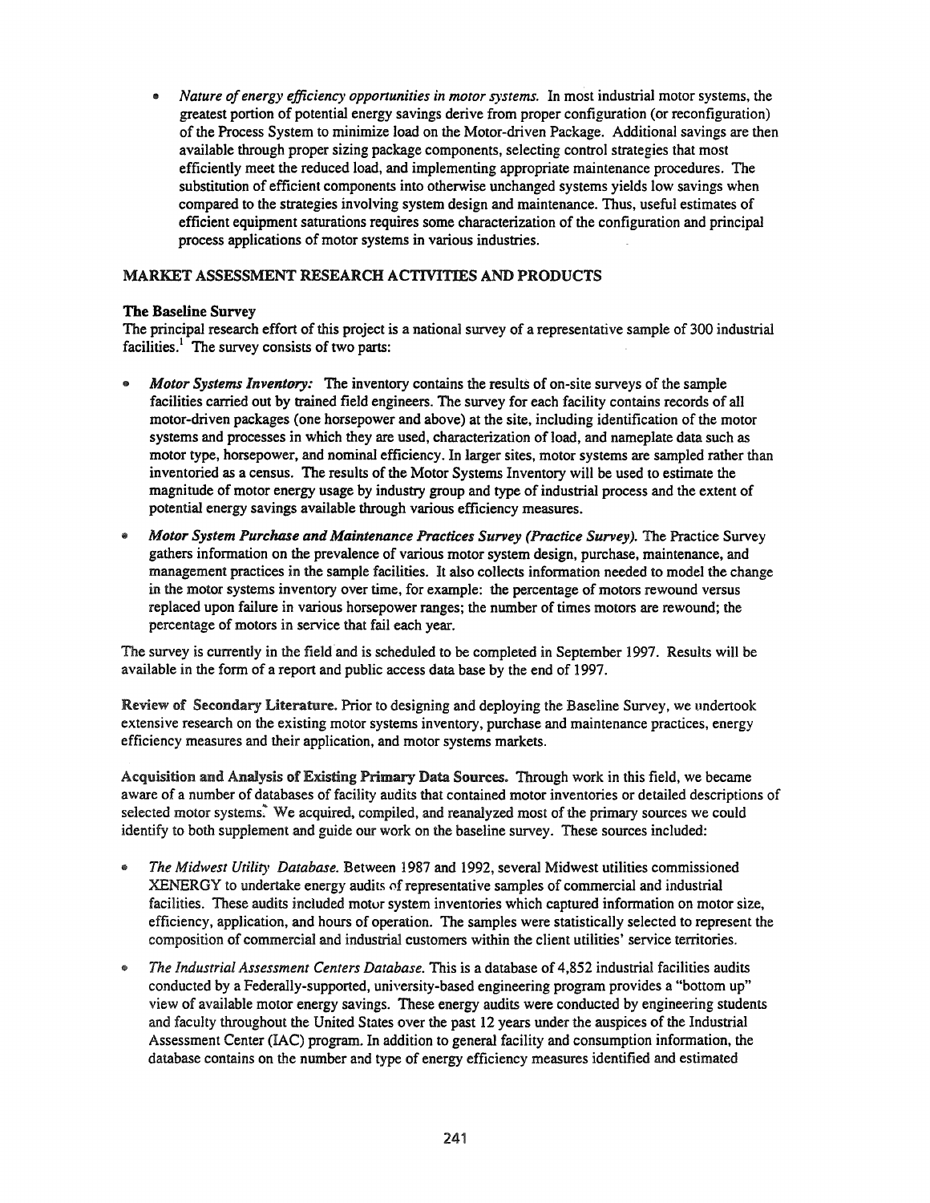- *Nature of energy efficiency opportunities in motor systems.* In most industrial motor systems, the greatest portion of potential energy savings derive from proper configuration (or reconfiguration) of the Process System to minimize load on the Motor-driven Package. Additional savings are then available through proper sizing package components, selecting control strategies that most efficiently meet the reduced load, and implementing appropriate maintenance procedures. The substitution of efficient components into otherwise unchanged systems yields low savings when compared to the strategies involving system design and maintenance. Thus, useful estimates of efficient equipment saturations requires some characterization of the configuration and principal process applications of motor systems in various industries.

## MARKET ASSESSMENT RESEARCH ACTIVITIES AND PRODUCTS

### The Baseline Survey

The principal research effort of this project is a national survey of a representative sample of 300 industrial facilities.[1] The survey consists of two parts:

- *Motor Systems Inventory:* The inventory contains the results of on-site surveys of the sample facilities carried out by trained field engineers. The survey for each facility contains records of all motor-driven packages (one horsepower and above) at the site, including identification of the motor systems and processes in which they are used, characterization of load, and nameplate data such as motor type, horsepower, and nominal efficiency. In larger sites, motor systems are sampled rather than inventoried as a census. The results of the Motor Systems Inventory will be used to estimate the magnitude of motor energy usage by industry group and type of industrial process and the extent of potential energy savings available through various efficiency measures.
- *Motor System Purchase and Maintenance Practices Survey (Practice Survey).* The Practice Survey gathers information on the prevalence of various motor system design, purchase, maintenance, and management practices in the sample facilities. It also collects information needed to model the change in the motor systems inventory over time, for example: the percentage of motors rewound versus replaced upon failure in various horsepower ranges; the number of times motors are rewound; the percentage of motors in service that fail each year.

The survey is currently in the field and is scheduled to be completed in September 1997. Results will be available in the form of a report and public access data base by the end of 1997.

**Review of Secondary Literature.** Prior to designing and deploying the Baseline Survey, we undertook extensive research on the existing motor systems inventory, purchase and maintenance practices, energy efficiency measures and their application, and motor systems markets.

**Acquisition and Analysis of Existing Primary Data Sources.** Through work in this field, we became aware of a number of databases of facility audits that contained motor inventories or detailed descriptions of selected motor systems. We acquired, compiled, and reanalyzed most of the primary sources we could identify to both supplement and guide our work on the baseline survey. These sources included:

- *The Midwest Utility Database.* Between 1987 and 1992, several Midwest utilities commissioned XENERGY to undertake energy audits of representative samples of commercial and industrial facilities. These audits included motor system inventories which captured information on motor size, efficiency, application, and hours of operation. The samples were statistically selected to represent the composition of commercial and industrial customers within the client utilities' service territories.
- *The Industrial Assessment Centers Database.* This is a database of 4,852 industrial facilities audits conducted by a Federally-supported, university-based engineering program provides a "bottom up" view of available motor energy savings. These energy audits were conducted by engineering students and faculty throughout the United States over the past 12 years under the auspices of the Industrial Assessment Center (IAC) program. In addition to general facility and consumption information, the database contains on the number and type of energy efficiency measures identified and estimated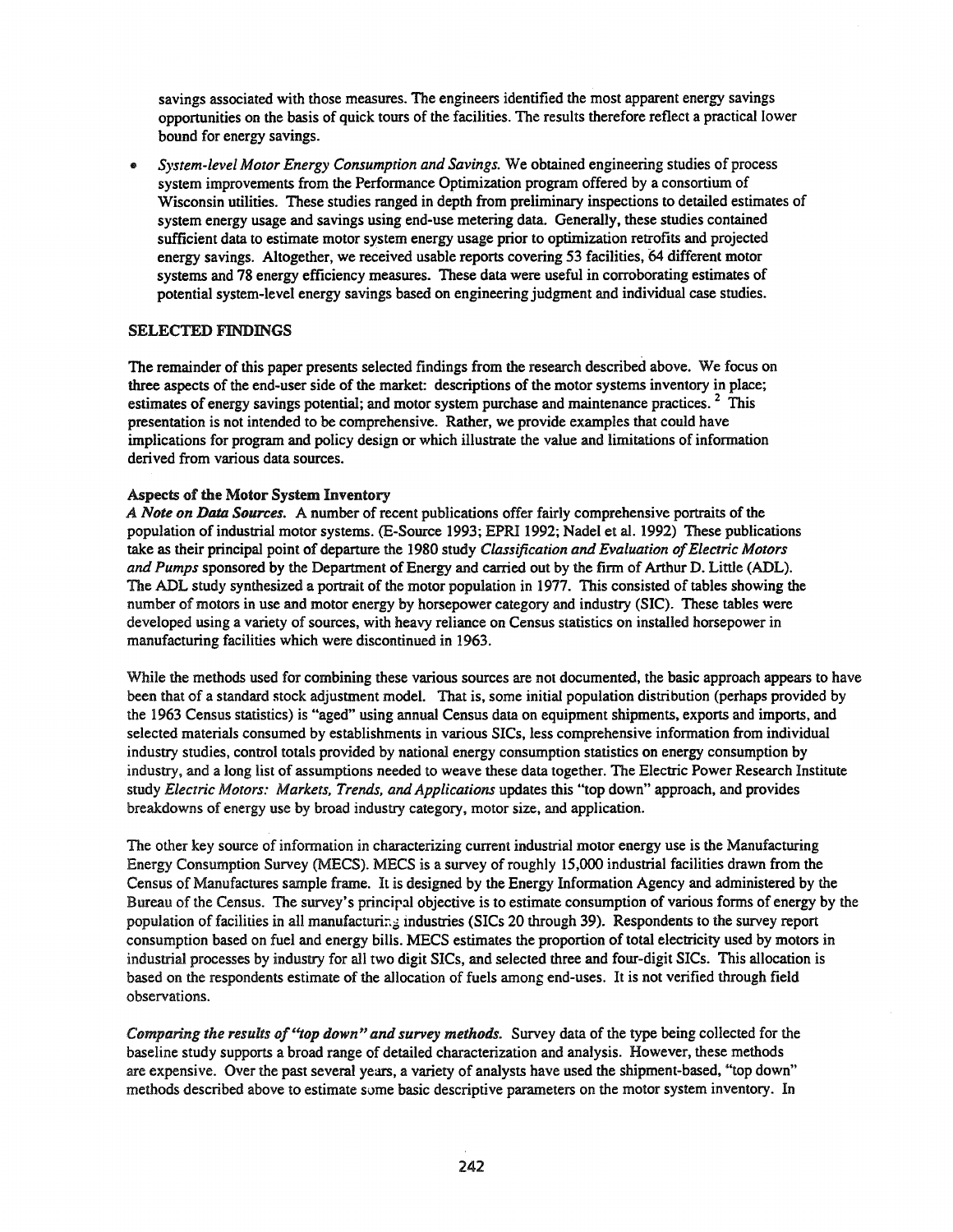savings associated with those measures. The engineers identified the most apparent energy savings opportunities on the basis of quick tours of the facilities. The results therefore reflect a practical lower bound for energy savings.

- *System-level Motor Energy Consumption and Savings.* We obtained engineering studies of process system improvements from the Performance Optimization program offered by a consortium of Wisconsin utilities. These studies ranged in depth from preliminary inspections to detailed estimates of system energy usage and savings using end-use metering data. Generally, these studies contained sufficient data to estimate motor system energy usage prior to optimization retrofits and projected energy savings. Altogether, we received usable reports covering 53 facilities, 64 different motor systems and 78 energy efficiency measures. These data were useful in corroborating estimates of potential system-level energy savings based on engineering judgment and individual case studies.

## SELECTED FINDINGS

The remainder of this paper presents selected findings from the research described above. We focus on three aspects of the end-user side of the market: descriptions of the motor systems inventory in place; estimates of energy savings potential; and motor system purchase and maintenance practices. [2] This presentation is not intended to be comprehensive. Rather, we provide examples that could have implications for program and policy design or which illustrate the value and limitations of information derived from various data sources.

### Aspects of the Motor System Inventory

***A Note on Data Sources.*** A number of recent publications offer fairly comprehensive portraits of the population of industrial motor systems. (E-Source 1993; EPRI 1992; Nadel et al. 1992) These publications take as their principal point of departure the 1980 study *Classification and Evaluation of Electric Motors and Pumps* sponsored by the Department of Energy and carried out by the firm of Arthur D. Little (ADL). The ADL study synthesized a portrait of the motor population in 1977. This consisted of tables showing the number of motors in use and motor energy by horsepower category and industry (SIC). These tables were developed using a variety of sources, with heavy reliance on Census statistics on installed horsepower in manufacturing facilities which were discontinued in 1963.

While the methods used for combining these various sources are not documented, the basic approach appears to have been that of a standard stock adjustment model. That is, some initial population distribution (perhaps provided by the 1963 Census statistics) is "aged" using annual Census data on equipment shipments, exports and imports, and selected materials consumed by establishments in various SICs, less comprehensive information from individual industry studies, control totals provided by national energy consumption statistics on energy consumption by industry, and a long list of assumptions needed to weave these data together. The Electric Power Research Institute study *Electric Motors: Markets, Trends, and Applications* updates this "top down" approach, and provides breakdowns of energy use by broad industry category, motor size, and application.

The other key source of information in characterizing current industrial motor energy use is the Manufacturing Energy Consumption Survey (MECS). MECS is a survey of roughly 15,000 industrial facilities drawn from the Census of Manufactures sample frame. It is designed by the Energy Information Agency and administered by the Bureau of the Census. The survey's principal objective is to estimate consumption of various forms of energy by the population of facilities in all manufacturing industries (SICs 20 through 39). Respondents to the survey report consumption based on fuel and energy bills. MECS estimates the proportion of total electricity used by motors in industrial processes by industry for all two digit SICs, and selected three and four-digit SICs. This allocation is based on the respondents estimate of the allocation of fuels among end-uses. It is not verified through field observations.

***Comparing the results of "top down" and survey methods.*** Survey data of the type being collected for the baseline study supports a broad range of detailed characterization and analysis. However, these methods are expensive. Over the past several years, a variety of analysts have used the shipment-based, "top down" methods described above to estimate some basic descriptive parameters on the motor system inventory. In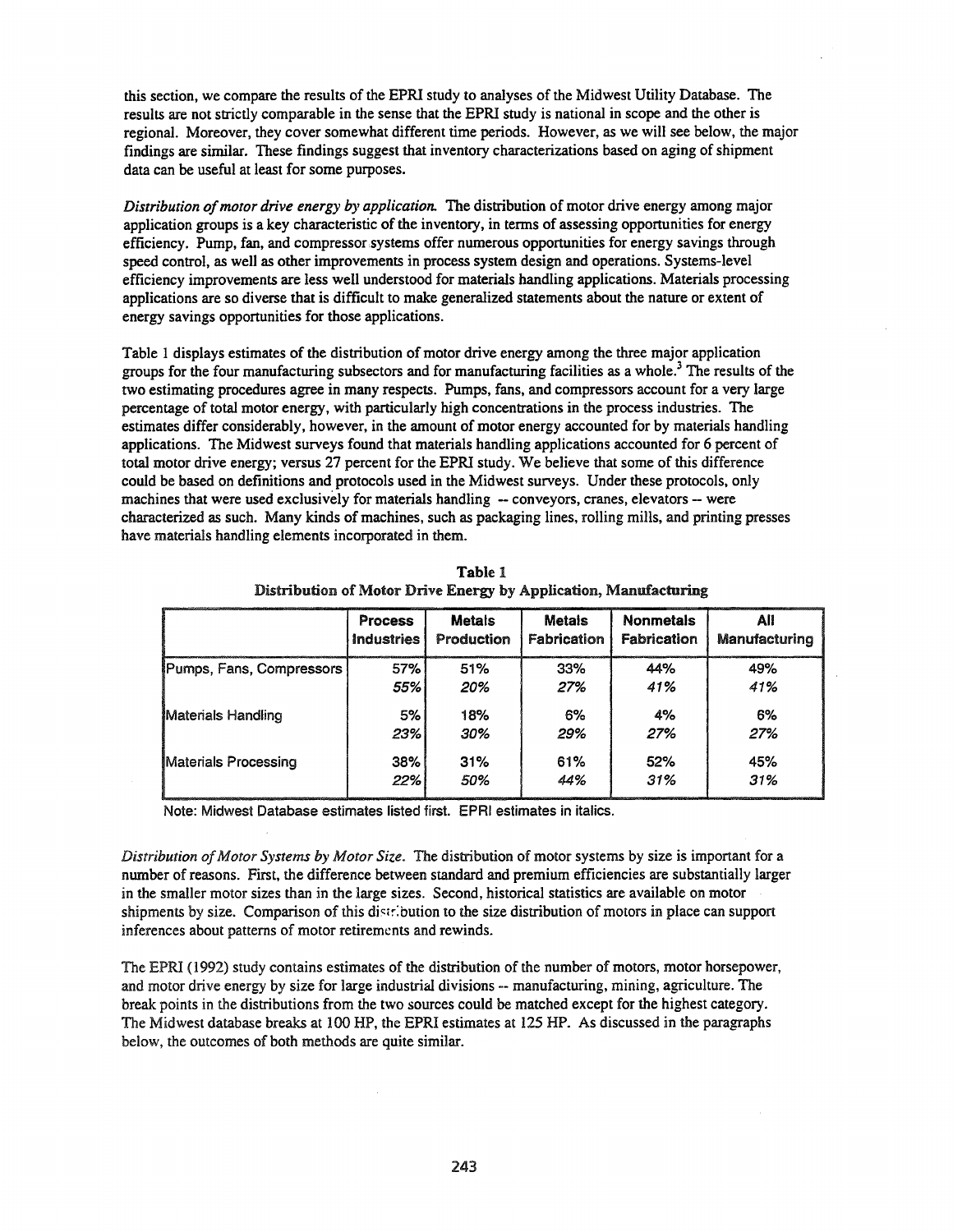this section, we compare the results of the EPRI study to analyses of the Midwest Utility Database. The results are not strictly comparable in the sense that the EPRI study is national in scope and the other is regional. Moreover, they cover somewhat different time periods. However, as we will see below, the major findings are similar. These findings suggest that inventory characterizations based on aging of shipment data can be useful at least for some purposes.

*Distribution of motor drive energy by application.* The distribution of motor drive energy among major application groups is a key characteristic of the inventory, in terms of assessing opportunities for energy efficiency. Pump, fan, and compressor systems offer numerous opportunities for energy savings through speed control, as well as other improvements in process system design and operations. Systems-level efficiency improvements are less well understood for materials handling applications. Materials processing applications are so diverse that is difficult to make generalized statements about the nature or extent of energy savings opportunities for those applications.

Table 1 displays estimates of the distribution of motor drive energy among the three major application groups for the four manufacturing subsectors and for manufacturing facilities as a whole.[3] The results of the two estimating procedures agree in many respects. Pumps, fans, and compressors account for a very large percentage of total motor energy, with particularly high concentrations in the process industries. The estimates differ considerably, however, in the amount of motor energy accounted for by materials handling applications. The Midwest surveys found that materials handling applications accounted for 6 percent of total motor drive energy; versus 27 percent for the EPRI study. We believe that some of this difference could be based on definitions and protocols used in the Midwest surveys. Under these protocols, only machines that were used exclusively for materials handling -- conveyors, cranes, elevators -- were characterized as such. Many kinds of machines, such as packaging lines, rolling mills, and printing presses have materials handling elements incorporated in them.

**Table 1**
**Distribution of Motor Drive Energy by Application, Manufacturing**

| | Process Industries | Metals Production | Metals Fabrication | Nonmetals Fabrication | All Manufacturing |
|---|---|---|---|---|---|
| Pumps, Fans, Compressors | 57% | 51% | 33% | 44% | 49% |
| | *55%* | *20%* | *27%* | *41%* | *41%* |
| Materials Handling | 5% | 18% | 6% | 4% | 6% |
| | *23%* | *30%* | *29%* | *27%* | *27%* |
| Materials Processing | 38% | 31% | 61% | 52% | 45% |
| | *22%* | *50%* | *44%* | *31%* | *31%* |

Note: Midwest Database estimates listed first. EPRI estimates in italics.

*Distribution of Motor Systems by Motor Size.* The distribution of motor systems by size is important for a number of reasons. First, the difference between standard and premium efficiencies are substantially larger in the smaller motor sizes than in the large sizes. Second, historical statistics are available on motor shipments by size. Comparison of this distribution to the size distribution of motors in place can support inferences about patterns of motor retirements and rewinds.

The EPRI (1992) study contains estimates of the distribution of the number of motors, motor horsepower, and motor drive energy by size for large industrial divisions -- manufacturing, mining, agriculture. The break points in the distributions from the two sources could be matched except for the highest category. The Midwest database breaks at 100 HP, the EPRI estimates at 125 HP. As discussed in the paragraphs below, the outcomes of both methods are quite similar.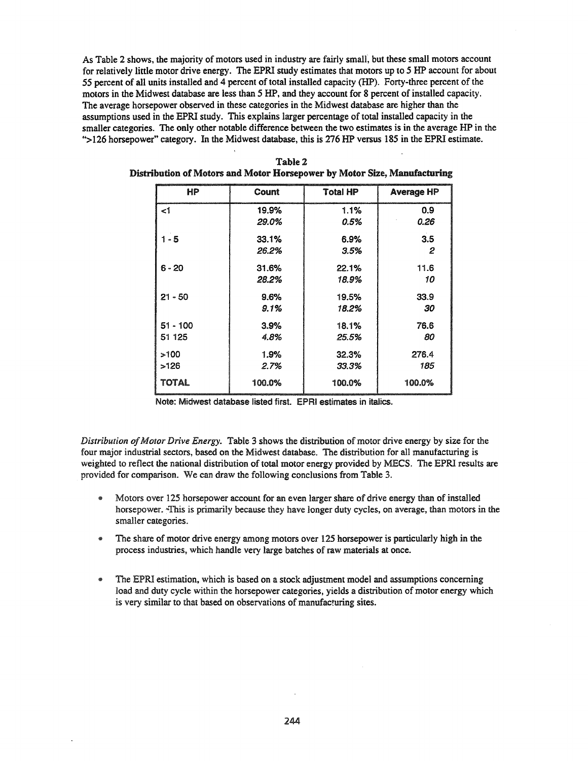As Table 2 shows, the majority of motors used in industry are fairly small, but these small motors account for relatively little motor drive energy. The EPRI study estimates that motors up to 5 HP account for about 55 percent of all units installed and 4 percent of total installed capacity (HP). Forty-three percent of the motors in the Midwest database are less than 5 HP, and they account for 8 percent of installed capacity. The average horsepower observed in these categories in the Midwest database are higher than the assumptions used in the EPRI study. This explains larger percentage of total installed capacity in the smaller categories. The only other notable difference between the two estimates is in the average HP in the ">126 horsepower" category. In the Midwest database, this is 276 HP versus 185 in the EPRI estimate.

**Table 2**
**Distribution of Motors and Motor Horsepower by Motor Size, Manufacturing**

| HP | Count | Total HP | Average HP |
|---|---|---|---|
| <1 | 19.9%<br>*29.0%* | 1.1%<br>*0.5%* | 0.9<br>*0.26* |
| 1 - 5 | 33.1%<br>*26.2%* | 6.9%<br>*3.5%* | 3.5<br>*2* |
| 6 - 20 | 31.6%<br>*28.2%* | 22.1%<br>*18.9%* | 11.6<br>*10* |
| 21 - 50 | 9.6%<br>*9.1%* | 19.5%<br>*18.2%* | 33.9<br>*30* |
| 51 - 100<br>*51 125* | 3.9%<br>*4.8%* | 18.1%<br>*25.5%* | 76.6<br>*80* |
| >100<br>*>126* | 1.9%<br>*2.7%* | 32.3%<br>*33.3%* | 276.4<br>*185* |
| TOTAL | 100.0% | 100.0% | 100.0% |

Note: Midwest database listed first. EPRI estimates in italics.

*Distribution of Motor Drive Energy.* Table 3 shows the distribution of motor drive energy by size for the four major industrial sectors, based on the Midwest database. The distribution for all manufacturing is weighted to reflect the national distribution of total motor energy provided by MECS. The EPRI results are provided for comparison. We can draw the following conclusions from Table 3.

- Motors over 125 horsepower account for an even larger share of drive energy than of installed horsepower. This is primarily because they have longer duty cycles, on average, than motors in the smaller categories.
- The share of motor drive energy among motors over 125 horsepower is particularly high in the process industries, which handle very large batches of raw materials at once.
- The EPRI estimation, which is based on a stock adjustment model and assumptions concerning load and duty cycle within the horsepower categories, yields a distribution of motor energy which is very similar to that based on observations of manufacturing sites.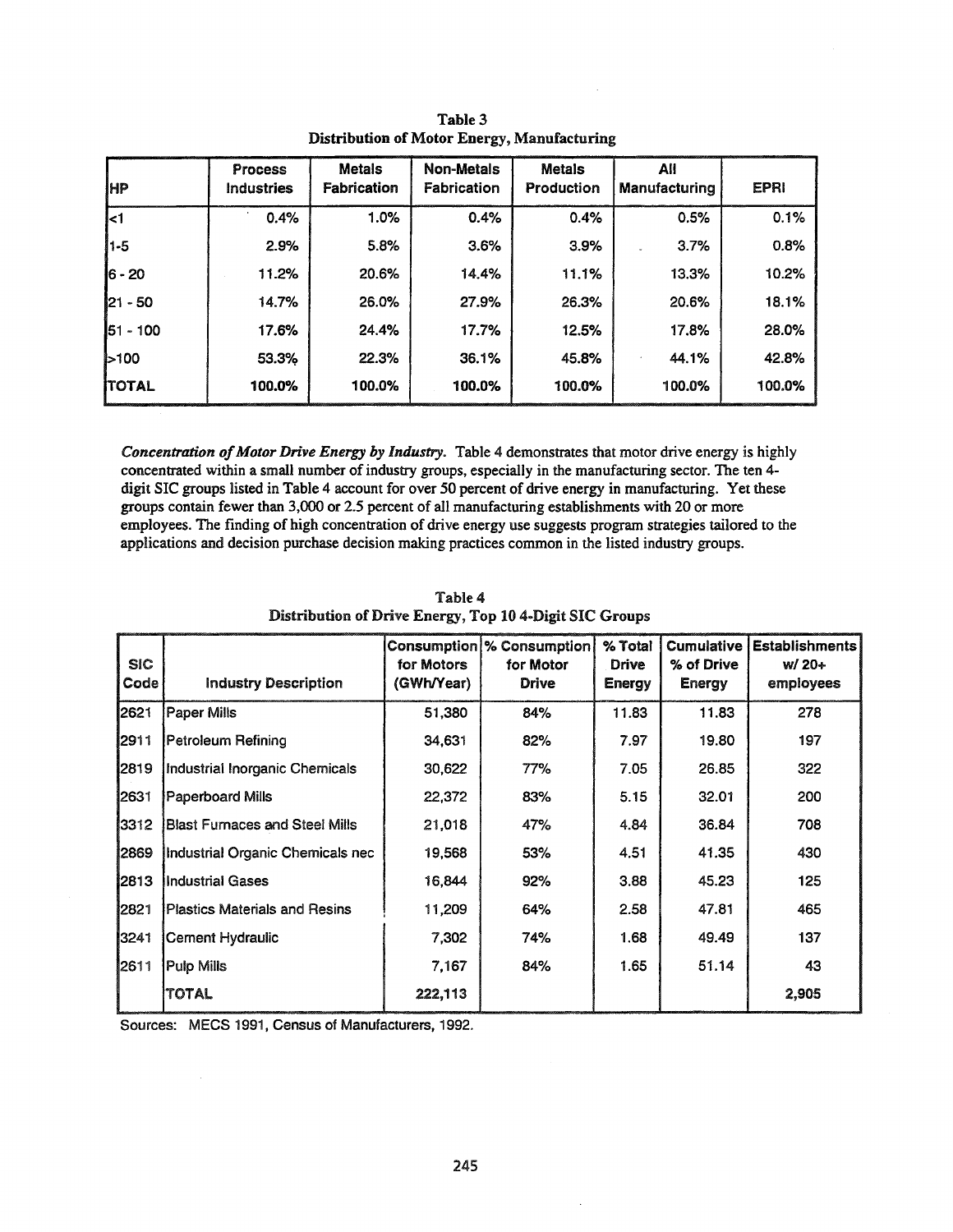Table 3
Distribution of Motor Energy, Manufacturing

| HP | Process Industries | Metals Fabrication | Non-Metals Fabrication | Metals Production | All Manufacturing | EPRI |
|---|---|---|---|---|---|---|
| <1 | 0.4% | 1.0% | 0.4% | 0.4% | 0.5% | 0.1% |
| 1-5 | 2.9% | 5.8% | 3.6% | 3.9% | 3.7% | 0.8% |
| 6 - 20 | 11.2% | 20.6% | 14.4% | 11.1% | 13.3% | 10.2% |
| 21 - 50 | 14.7% | 26.0% | 27.9% | 26.3% | 20.6% | 18.1% |
| 51 - 100 | 17.6% | 24.4% | 17.7% | 12.5% | 17.8% | 28.0% |
| >100 | 53.3% | 22.3% | 36.1% | 45.8% | 44.1% | 42.8% |
| **TOTAL** | **100.0%** | **100.0%** | **100.0%** | **100.0%** | **100.0%** | **100.0%** |

***Concentration of Motor Drive Energy by Industry.*** Table 4 demonstrates that motor drive energy is highly concentrated within a small number of industry groups, especially in the manufacturing sector. The ten 4-digit SIC groups listed in Table 4 account for over 50 percent of drive energy in manufacturing. Yet these groups contain fewer than 3,000 or 2.5 percent of all manufacturing establishments with 20 or more employees. The finding of high concentration of drive energy use suggests program strategies tailored to the applications and decision purchase decision making practices common in the listed industry groups.

Table 4
Distribution of Drive Energy, Top 10 4-Digit SIC Groups

| SIC Code | Industry Description | Consumption for Motors (GWh/Year) | % Consumption for Motor Drive | % Total Drive Energy | Cumulative % of Drive Energy | Establishments w/ 20+ employees |
|---|---|---|---|---|---|---|
| 2621 | Paper Mills | 51,380 | 84% | 11.83 | 11.83 | 278 |
| 2911 | Petroleum Refining | 34,631 | 82% | 7.97 | 19.80 | 197 |
| 2819 | Industrial Inorganic Chemicals | 30,622 | 77% | 7.05 | 26.85 | 322 |
| 2631 | Paperboard Mills | 22,372 | 83% | 5.15 | 32.01 | 200 |
| 3312 | Blast Furnaces and Steel Mills | 21,018 | 47% | 4.84 | 36.84 | 708 |
| 2869 | Industrial Organic Chemicals nec | 19,568 | 53% | 4.51 | 41.35 | 430 |
| 2813 | Industrial Gases | 16,844 | 92% | 3.88 | 45.23 | 125 |
| 2821 | Plastics Materials and Resins | 11,209 | 64% | 2.58 | 47.81 | 465 |
| 3241 | Cement Hydraulic | 7,302 | 74% | 1.68 | 49.49 | 137 |
| 2611 | Pulp Mills | 7,167 | 84% | 1.65 | 51.14 | 43 |
| | **TOTAL** | **222,113** | | | | **2,905** |

Sources: MECS 1991, Census of Manufacturers, 1992.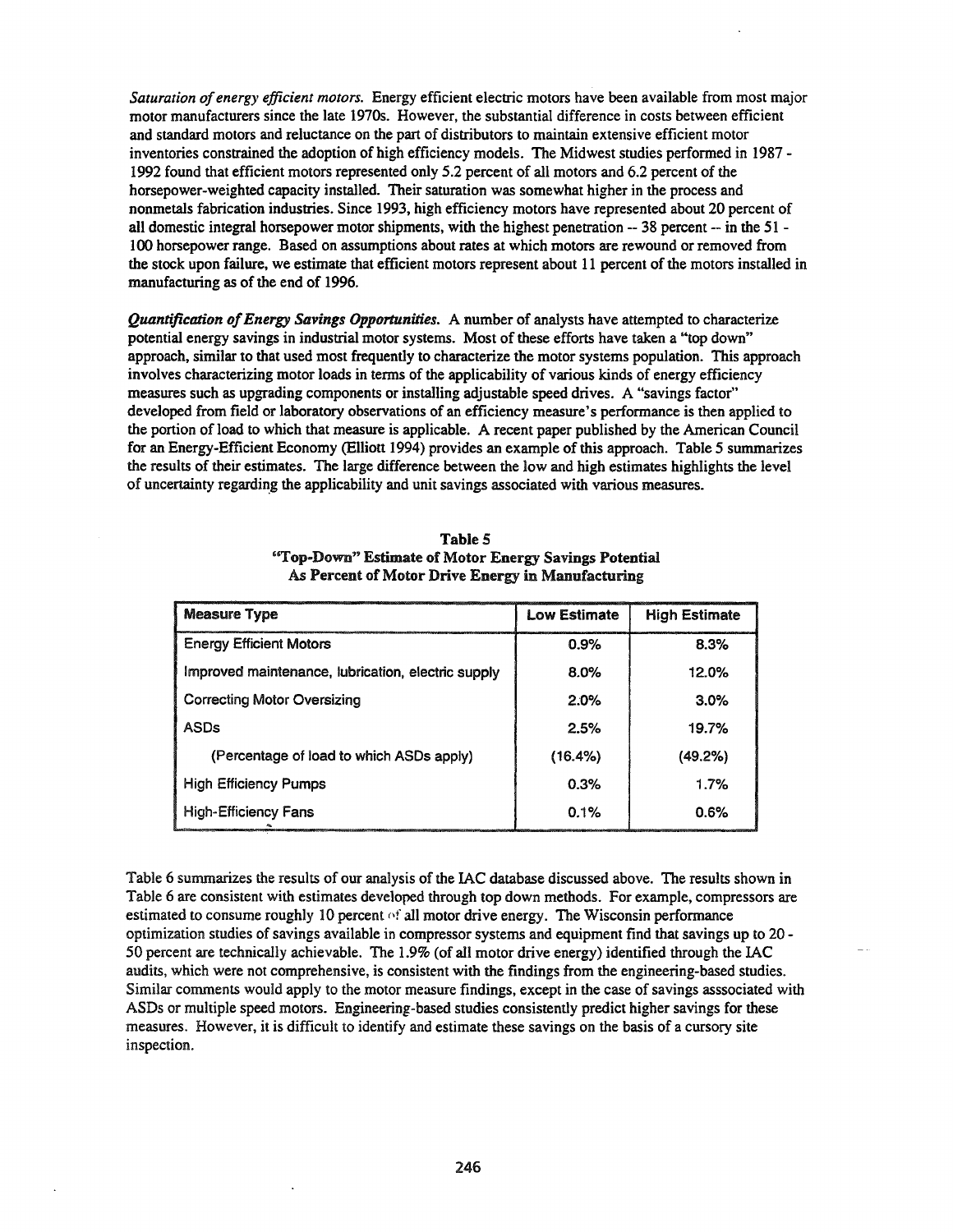*Saturation of energy efficient motors.* Energy efficient electric motors have been available from most major motor manufacturers since the late 1970s. However, the substantial difference in costs between efficient and standard motors and reluctance on the part of distributors to maintain extensive efficient motor inventories constrained the adoption of high efficiency models. The Midwest studies performed in 1987 - 1992 found that efficient motors represented only 5.2 percent of all motors and 6.2 percent of the horsepower-weighted capacity installed. Their saturation was somewhat higher in the process and nonmetals fabrication industries. Since 1993, high efficiency motors have represented about 20 percent of all domestic integral horsepower motor shipments, with the highest penetration -- 38 percent -- in the 51 - 100 horsepower range. Based on assumptions about rates at which motors are rewound or removed from the stock upon failure, we estimate that efficient motors represent about 11 percent of the motors installed in manufacturing as of the end of 1996.

***Quantification of Energy Savings Opportunities.*** A number of analysts have attempted to characterize potential energy savings in industrial motor systems. Most of these efforts have taken a "top down" approach, similar to that used most frequently to characterize the motor systems population. This approach involves characterizing motor loads in terms of the applicability of various kinds of energy efficiency measures such as upgrading components or installing adjustable speed drives. A "savings factor" developed from field or laboratory observations of an efficiency measure's performance is then applied to the portion of load to which that measure is applicable. A recent paper published by the American Council for an Energy-Efficient Economy (Elliott 1994) provides an example of this approach. Table 5 summarizes the results of their estimates. The large difference between the low and high estimates highlights the level of uncertainty regarding the applicability and unit savings associated with various measures.

**Table 5**
**"Top-Down" Estimate of Motor Energy Savings Potential As Percent of Motor Drive Energy in Manufacturing**

| Measure Type | Low Estimate | High Estimate |
|---|---|---|
| Energy Efficient Motors | 0.9% | 8.3% |
| Improved maintenance, lubrication, electric supply | 8.0% | 12.0% |
| Correcting Motor Oversizing | 2.0% | 3.0% |
| ASDs | 2.5% | 19.7% |
| (Percentage of load to which ASDs apply) | (16.4%) | (49.2%) |
| High Efficiency Pumps | 0.3% | 1.7% |
| High-Efficiency Fans | 0.1% | 0.6% |

Table 6 summarizes the results of our analysis of the IAC database discussed above. The results shown in Table 6 are consistent with estimates developed through top down methods. For example, compressors are estimated to consume roughly 10 percent of all motor drive energy. The Wisconsin performance optimization studies of savings available in compressor systems and equipment find that savings up to 20 - 50 percent are technically achievable. The 1.9% (of all motor drive energy) identified through the IAC audits, which were not comprehensive, is consistent with the findings from the engineering-based studies. Similar comments would apply to the motor measure findings, except in the case of savings asssociated with ASDs or multiple speed motors. Engineering-based studies consistently predict higher savings for these measures. However, it is difficult to identify and estimate these savings on the basis of a cursory site inspection.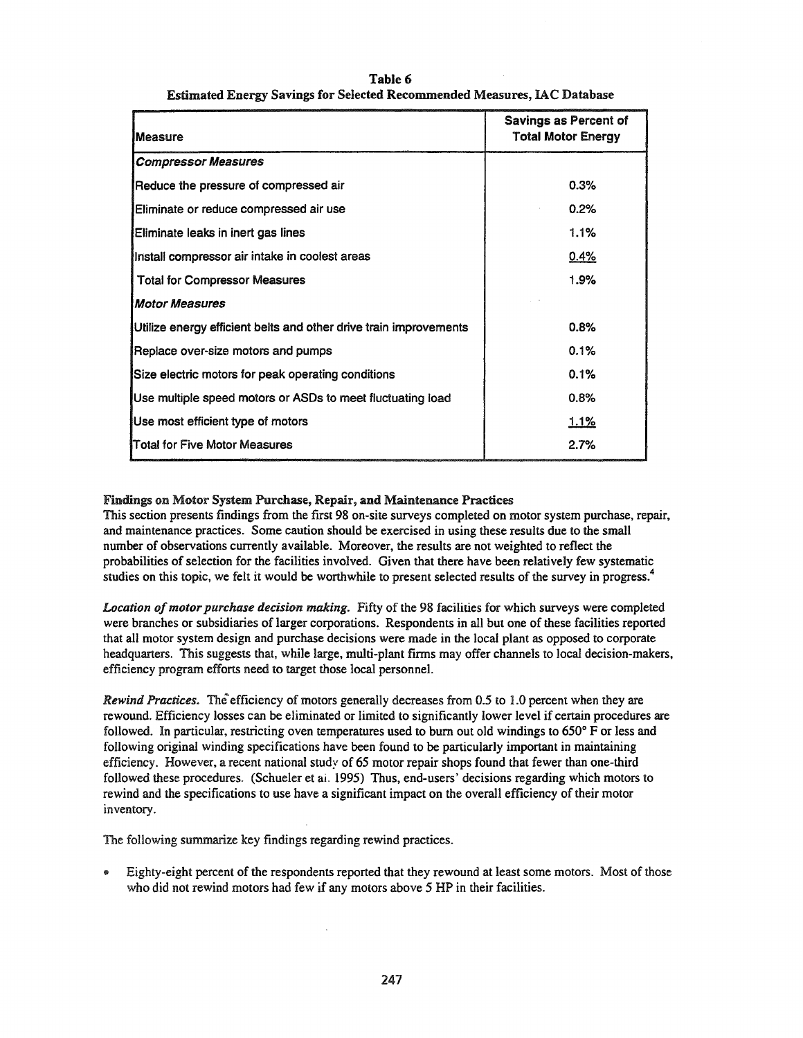**Table 6**
**Estimated Energy Savings for Selected Recommended Measures, IAC Database**

| Measure | Savings as Percent of Total Motor Energy |
|---|---|
| ***Compressor Measures*** | |
| Reduce the pressure of compressed air | 0.3% |
| Eliminate or reduce compressed air use | 0.2% |
| Eliminate leaks in inert gas lines | 1.1% |
| Install compressor air intake in coolest areas | 0.4% |
| Total for Compressor Measures | 1.9% |
| ***Motor Measures*** | |
| Utilize energy efficient belts and other drive train improvements | 0.8% |
| Replace over-size motors and pumps | 0.1% |
| Size electric motors for peak operating conditions | 0.1% |
| Use multiple speed motors or ASDs to meet fluctuating load | 0.8% |
| Use most efficient type of motors | 1.1% |
| Total for Five Motor Measures | 2.7% |

**Findings on Motor System Purchase, Repair, and Maintenance Practices**

This section presents findings from the first 98 on-site surveys completed on motor system purchase, repair, and maintenance practices. Some caution should be exercised in using these results due to the small number of observations currently available. Moreover, the results are not weighted to reflect the probabilities of selection for the facilities involved. Given that there have been relatively few systematic studies on this topic, we felt it would be worthwhile to present selected results of the survey in progress.[4]

*Location of motor purchase decision making.* Fifty of the 98 facilities for which surveys were completed were branches or subsidiaries of larger corporations. Respondents in all but one of these facilities reported that all motor system design and purchase decisions were made in the local plant as opposed to corporate headquarters. This suggests that, while large, multi-plant firms may offer channels to local decision-makers, efficiency program efforts need to target those local personnel.

*Rewind Practices.* The efficiency of motors generally decreases from 0.5 to 1.0 percent when they are rewound. Efficiency losses can be eliminated or limited to significantly lower level if certain procedures are followed. In particular, restricting oven temperatures used to burn out old windings to 650° F or less and following original winding specifications have been found to be particularly important in maintaining efficiency. However, a recent national study of 65 motor repair shops found that fewer than one-third followed these procedures. (Schueler et al. 1995) Thus, end-users' decisions regarding which motors to rewind and the specifications to use have a significant impact on the overall efficiency of their motor inventory.

The following summarize key findings regarding rewind practices.

- Eighty-eight percent of the respondents reported that they rewound at least some motors. Most of those who did not rewind motors had few if any motors above 5 HP in their facilities.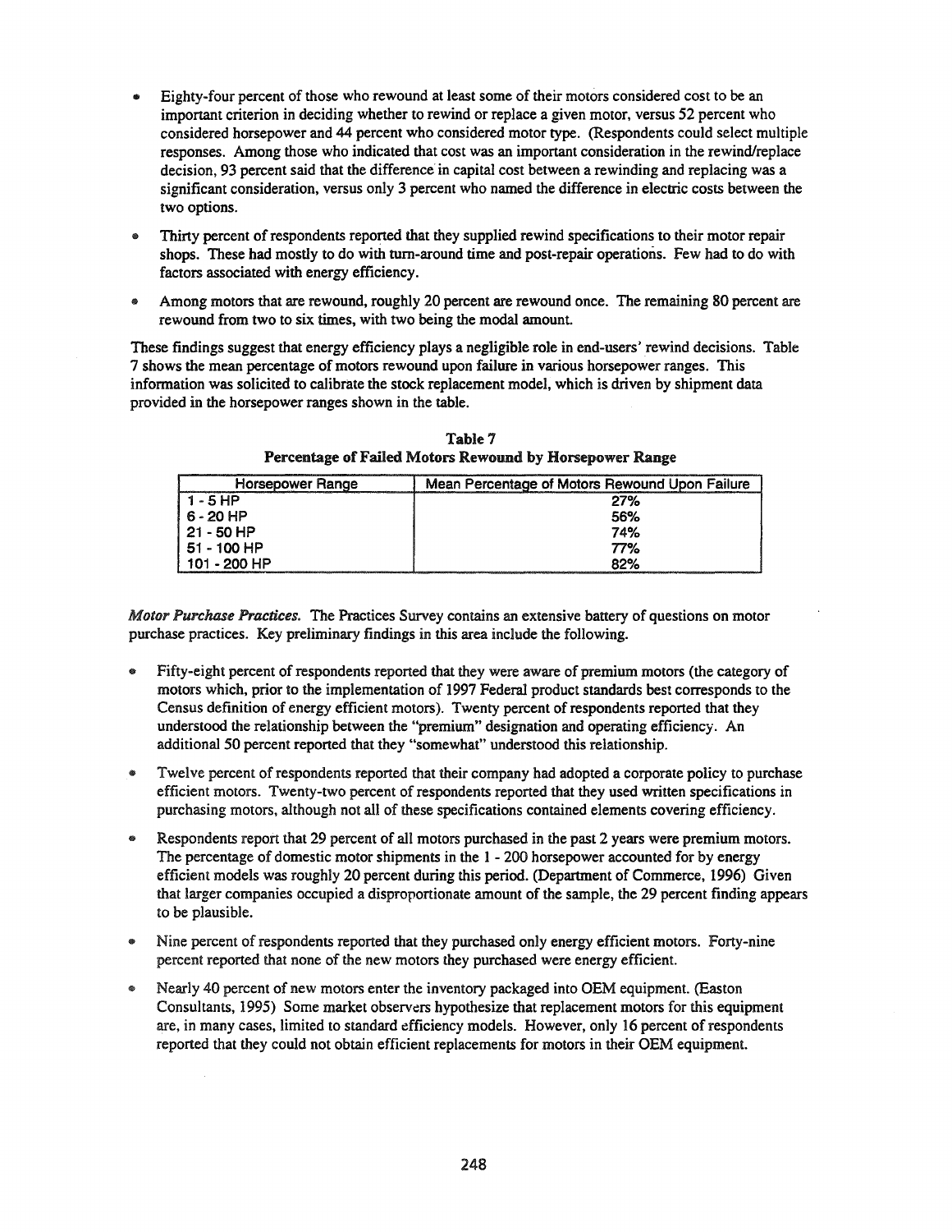- Eighty-four percent of those who rewound at least some of their motors considered cost to be an important criterion in deciding whether to rewind or replace a given motor, versus 52 percent who considered horsepower and 44 percent who considered motor type. (Respondents could select multiple responses. Among those who indicated that cost was an important consideration in the rewind/replace decision, 93 percent said that the difference in capital cost between a rewinding and replacing was a significant consideration, versus only 3 percent who named the difference in electric costs between the two options.
- Thirty percent of respondents reported that they supplied rewind specifications to their motor repair shops. These had mostly to do with turn-around time and post-repair operations. Few had to do with factors associated with energy efficiency.
- Among motors that are rewound, roughly 20 percent are rewound once. The remaining 80 percent are rewound from two to six times, with two being the modal amount.

These findings suggest that energy efficiency plays a negligible role in end-users' rewind decisions. Table 7 shows the mean percentage of motors rewound upon failure in various horsepower ranges. This information was solicited to calibrate the stock replacement model, which is driven by shipment data provided in the horsepower ranges shown in the table.

**Table 7**
**Percentage of Failed Motors Rewound by Horsepower Range**

| Horsepower Range | Mean Percentage of Motors Rewound Upon Failure |
|---|---|
| 1 - 5 HP | 27% |
| 6 - 20 HP | 56% |
| 21 - 50 HP | 74% |
| 51 - 100 HP | 77% |
| 101 - 200 HP | 82% |

***Motor Purchase Practices.*** The Practices Survey contains an extensive battery of questions on motor purchase practices. Key preliminary findings in this area include the following.

- Fifty-eight percent of respondents reported that they were aware of premium motors (the category of motors which, prior to the implementation of 1997 Federal product standards best corresponds to the Census definition of energy efficient motors). Twenty percent of respondents reported that they understood the relationship between the "premium" designation and operating efficiency. An additional 50 percent reported that they "somewhat" understood this relationship.
- Twelve percent of respondents reported that their company had adopted a corporate policy to purchase efficient motors. Twenty-two percent of respondents reported that they used written specifications in purchasing motors, although not all of these specifications contained elements covering efficiency.
- Respondents report that 29 percent of all motors purchased in the past 2 years were premium motors. The percentage of domestic motor shipments in the 1 - 200 horsepower accounted for by energy efficient models was roughly 20 percent during this period. (Department of Commerce, 1996) Given that larger companies occupied a disproportionate amount of the sample, the 29 percent finding appears to be plausible.
- Nine percent of respondents reported that they purchased only energy efficient motors. Forty-nine percent reported that none of the new motors they purchased were energy efficient.
- Nearly 40 percent of new motors enter the inventory packaged into OEM equipment. (Easton Consultants, 1995) Some market observers hypothesize that replacement motors for this equipment are, in many cases, limited to standard efficiency models. However, only 16 percent of respondents reported that they could not obtain efficient replacements for motors in their OEM equipment.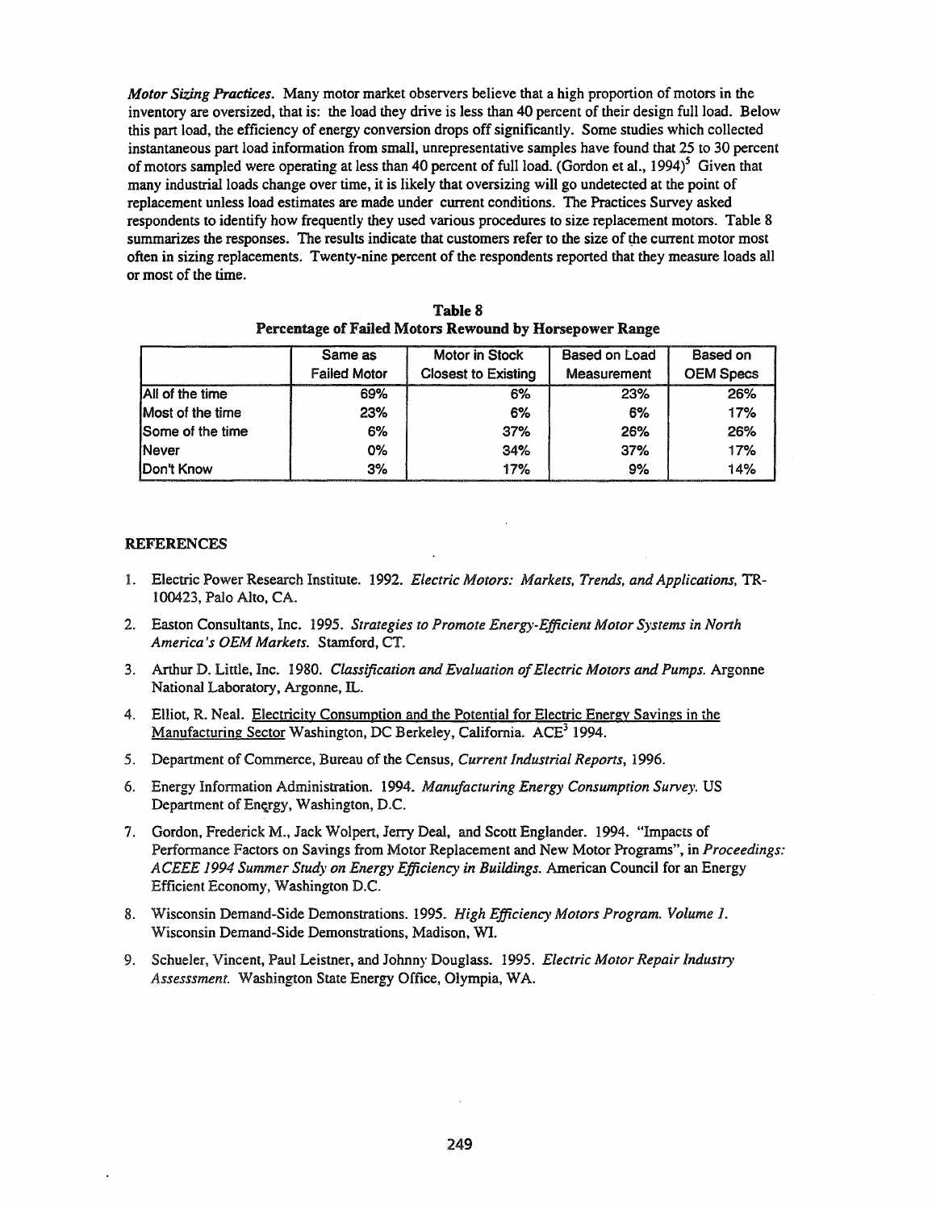*Motor Sizing Practices.* Many motor market observers believe that a high proportion of motors in the inventory are oversized, that is: the load they drive is less than 40 percent of their design full load. Below this part load, the efficiency of energy conversion drops off significantly. Some studies which collected instantaneous part load information from small, unrepresentative samples have found that 25 to 30 percent of motors sampled were operating at less than 40 percent of full load. (Gordon et al., 1994)[5] Given that many industrial loads change over time, it is likely that oversizing will go undetected at the point of replacement unless load estimates are made under current conditions. The Practices Survey asked respondents to identify how frequently they used various procedures to size replacement motors. Table 8 summarizes the responses. The results indicate that customers refer to the size of the current motor most often in sizing replacements. Twenty-nine percent of the respondents reported that they measure loads all or most of the time.

**Table 8**
**Percentage of Failed Motors Rewound by Horsepower Range**

| | Same as Failed Motor | Motor in Stock Closest to Existing | Based on Load Measurement | Based on OEM Specs |
|---|---|---|---|---|
| All of the time | 69% | 6% | 23% | 26% |
| Most of the time | 23% | 6% | 6% | 17% |
| Some of the time | 6% | 37% | 26% | 26% |
| Never | 0% | 34% | 37% | 17% |
| Don't Know | 3% | 17% | 9% | 14% |

## REFERENCES

1. Electric Power Research Institute. 1992. *Electric Motors: Markets, Trends, and Applications,* TR-100423, Palo Alto, CA.
2. Easton Consultants, Inc. 1995. *Strategies to Promote Energy-Efficient Motor Systems in North America's OEM Markets.* Stamford, CT.
3. Arthur D. Little, Inc. 1980. *Classification and Evaluation of Electric Motors and Pumps.* Argonne National Laboratory, Argonne, IL.
4. Elliot, R. Neal. Electricity Consumption and the Potential for Electric Energy Savings in the Manufacturing Sector Washington, DC Berkeley, California. ACE[3] 1994.
5. Department of Commerce, Bureau of the Census, *Current Industrial Reports,* 1996.
6. Energy Information Administration. 1994. *Manufacturing Energy Consumption Survey.* US Department of Energy, Washington, D.C.
7. Gordon, Frederick M., Jack Wolpert, Jerry Deal, and Scott Englander. 1994. "Impacts of Performance Factors on Savings from Motor Replacement and New Motor Programs", in *Proceedings: ACEEE 1994 Summer Study on Energy Efficiency in Buildings.* American Council for an Energy Efficient Economy, Washington D.C.
8. Wisconsin Demand-Side Demonstrations. 1995. *High Efficiency Motors Program. Volume 1.* Wisconsin Demand-Side Demonstrations, Madison, WI.
9. Schueler, Vincent, Paul Leistner, and Johnny Douglass. 1995. *Electric Motor Repair Industry Assesssment.* Washington State Energy Office, Olympia, WA.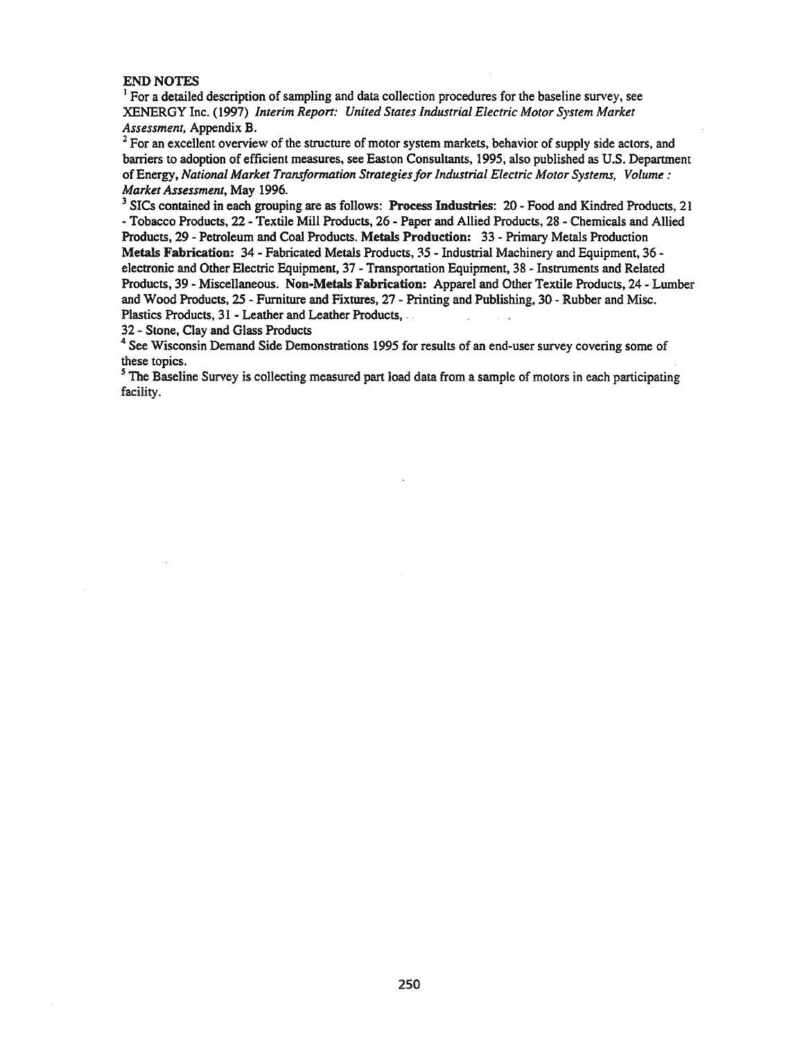## END NOTES

[1] For a detailed description of sampling and data collection procedures for the baseline survey, see XENERGY Inc. (1997) *Interim Report: United States Industrial Electric Motor System Market Assessment*, Appendix B.

[2] For an excellent overview of the structure of motor system markets, behavior of supply side actors, and barriers to adoption of efficient measures, see Easton Consultants, 1995, also published as U.S. Department of Energy, *National Market Transformation Strategies for Industrial Electric Motor Systems, Volume : Market Assessment*, May 1996.

[3] SICs contained in each grouping are as follows: **Process Industries**: 20 - Food and Kindred Products, 21 - Tobacco Products, 22 - Textile Mill Products, 26 - Paper and Allied Products, 28 - Chemicals and Allied Products, 29 - Petroleum and Coal Products. **Metals Production:** 33 - Primary Metals Production **Metals Fabrication:** 34 - Fabricated Metals Products, 35 - Industrial Machinery and Equipment, 36 - electronic and Other Electric Equipment, 37 - Transportation Equipment, 38 - Instruments and Related Products, 39 - Miscellaneous. **Non-Metals Fabrication:** Apparel and Other Textile Products, 24 - Lumber and Wood Products, 25 - Furniture and Fixtures, 27 - Printing and Publishing, 30 - Rubber and Misc. Plastics Products, 31 - Leather and Leather Products,

32 - Stone, Clay and Glass Products

[4] See Wisconsin Demand Side Demonstrations 1995 for results of an end-user survey covering some of these topics.

[5] The Baseline Survey is collecting measured part load data from a sample of motors in each participating facility.